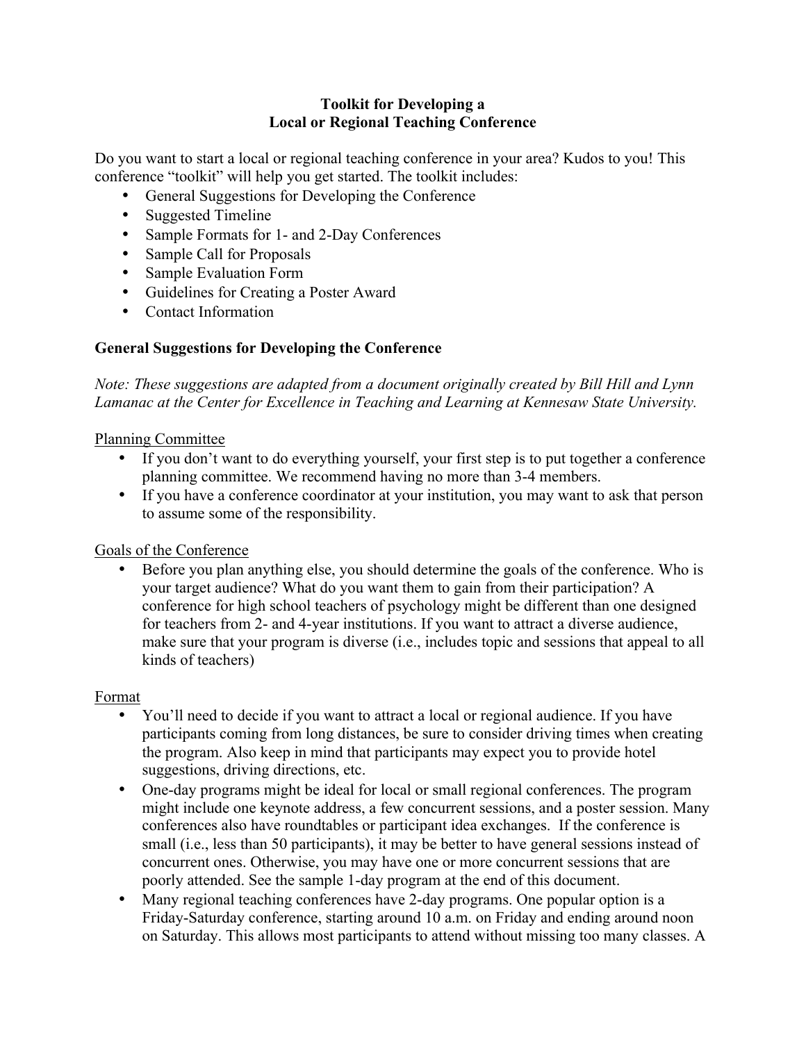# Toolkit for Developing a
# Local or Regional Teaching Conference

Do you want to start a local or regional teaching conference in your area? Kudos to you! This conference "toolkit" will help you get started. The toolkit includes:

- General Suggestions for Developing the Conference
- Suggested Timeline
- Sample Formats for 1- and 2-Day Conferences
- Sample Call for Proposals
- Sample Evaluation Form
- Guidelines for Creating a Poster Award
- Contact Information

## General Suggestions for Developing the Conference

*Note: These suggestions are adapted from a document originally created by Bill Hill and Lynn Lamanac at the Center for Excellence in Teaching and Learning at Kennesaw State University.*

### Planning Committee

- If you don't want to do everything yourself, your first step is to put together a conference planning committee. We recommend having no more than 3-4 members.
- If you have a conference coordinator at your institution, you may want to ask that person to assume some of the responsibility.

### Goals of the Conference

- Before you plan anything else, you should determine the goals of the conference. Who is your target audience? What do you want them to gain from their participation? A conference for high school teachers of psychology might be different than one designed for teachers from 2- and 4-year institutions. If you want to attract a diverse audience, make sure that your program is diverse (i.e., includes topic and sessions that appeal to all kinds of teachers)

### Format

- You'll need to decide if you want to attract a local or regional audience. If you have participants coming from long distances, be sure to consider driving times when creating the program. Also keep in mind that participants may expect you to provide hotel suggestions, driving directions, etc.
- One-day programs might be ideal for local or small regional conferences. The program might include one keynote address, a few concurrent sessions, and a poster session. Many conferences also have roundtables or participant idea exchanges. If the conference is small (i.e., less than 50 participants), it may be better to have general sessions instead of concurrent ones. Otherwise, you may have one or more concurrent sessions that are poorly attended. See the sample 1-day program at the end of this document.
- Many regional teaching conferences have 2-day programs. One popular option is a Friday-Saturday conference, starting around 10 a.m. on Friday and ending around noon on Saturday. This allows most participants to attend without missing too many classes. A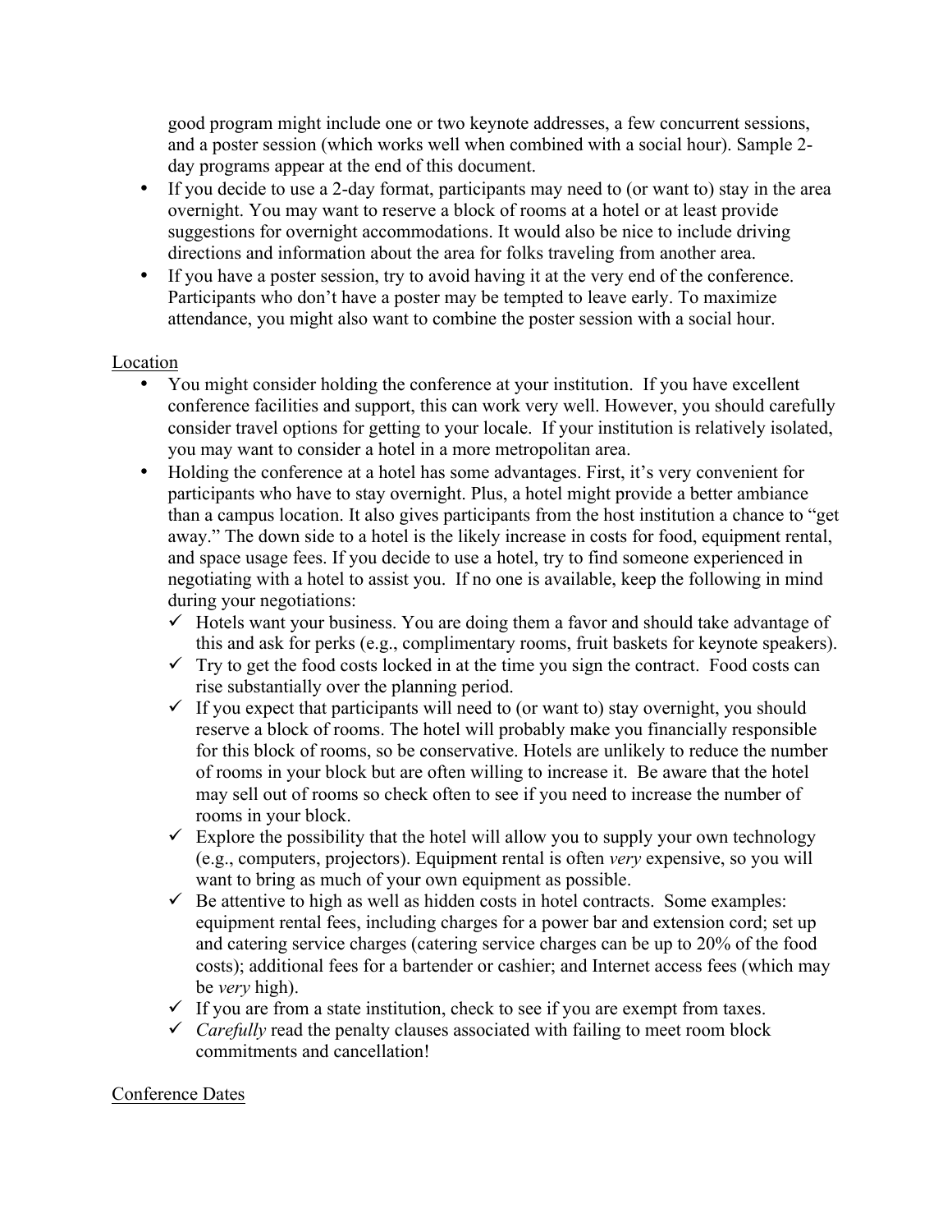good program might include one or two keynote addresses, a few concurrent sessions, and a poster session (which works well when combined with a social hour). Sample 2-day programs appear at the end of this document.

- If you decide to use a 2-day format, participants may need to (or want to) stay in the area overnight. You may want to reserve a block of rooms at a hotel or at least provide suggestions for overnight accommodations. It would also be nice to include driving directions and information about the area for folks traveling from another area.
- If you have a poster session, try to avoid having it at the very end of the conference. Participants who don't have a poster may be tempted to leave early. To maximize attendance, you might also want to combine the poster session with a social hour.

Location

- You might consider holding the conference at your institution. If you have excellent conference facilities and support, this can work very well. However, you should carefully consider travel options for getting to your locale. If your institution is relatively isolated, you may want to consider a hotel in a more metropolitan area.
- Holding the conference at a hotel has some advantages. First, it's very convenient for participants who have to stay overnight. Plus, a hotel might provide a better ambiance than a campus location. It also gives participants from the host institution a chance to "get away." The down side to a hotel is the likely increase in costs for food, equipment rental, and space usage fees. If you decide to use a hotel, try to find someone experienced in negotiating with a hotel to assist you. If no one is available, keep the following in mind during your negotiations:
  - ✓ Hotels want your business. You are doing them a favor and should take advantage of this and ask for perks (e.g., complimentary rooms, fruit baskets for keynote speakers).
  - ✓ Try to get the food costs locked in at the time you sign the contract. Food costs can rise substantially over the planning period.
  - ✓ If you expect that participants will need to (or want to) stay overnight, you should reserve a block of rooms. The hotel will probably make you financially responsible for this block of rooms, so be conservative. Hotels are unlikely to reduce the number of rooms in your block but are often willing to increase it. Be aware that the hotel may sell out of rooms so check often to see if you need to increase the number of rooms in your block.
  - ✓ Explore the possibility that the hotel will allow you to supply your own technology (e.g., computers, projectors). Equipment rental is often *very* expensive, so you will want to bring as much of your own equipment as possible.
  - ✓ Be attentive to high as well as hidden costs in hotel contracts. Some examples: equipment rental fees, including charges for a power bar and extension cord; set up and catering service charges (catering service charges can be up to 20% of the food costs); additional fees for a bartender or cashier; and Internet access fees (which may be *very* high).
  - ✓ If you are from a state institution, check to see if you are exempt from taxes.
  - ✓ *Carefully* read the penalty clauses associated with failing to meet room block commitments and cancellation!

Conference Dates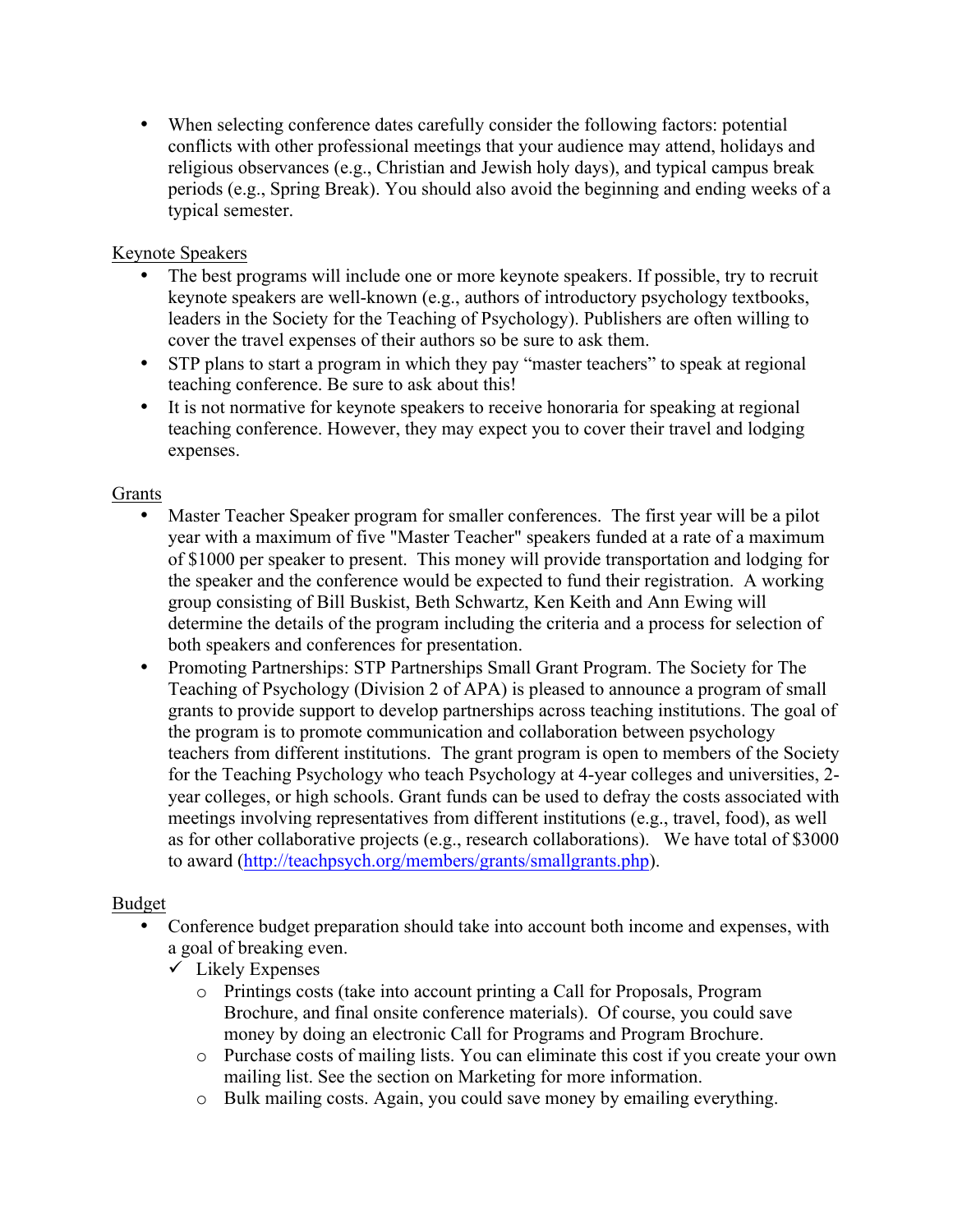- When selecting conference dates carefully consider the following factors: potential conflicts with other professional meetings that your audience may attend, holidays and religious observances (e.g., Christian and Jewish holy days), and typical campus break periods (e.g., Spring Break). You should also avoid the beginning and ending weeks of a typical semester.

<u>Keynote Speakers</u>

- The best programs will include one or more keynote speakers. If possible, try to recruit keynote speakers are well-known (e.g., authors of introductory psychology textbooks, leaders in the Society for the Teaching of Psychology). Publishers are often willing to cover the travel expenses of their authors so be sure to ask them.
- STP plans to start a program in which they pay "master teachers" to speak at regional teaching conference. Be sure to ask about this!
- It is not normative for keynote speakers to receive honoraria for speaking at regional teaching conference. However, they may expect you to cover their travel and lodging expenses.

<u>Grants</u>

- Master Teacher Speaker program for smaller conferences. The first year will be a pilot year with a maximum of five "Master Teacher" speakers funded at a rate of a maximum of $1000 per speaker to present. This money will provide transportation and lodging for the speaker and the conference would be expected to fund their registration. A working group consisting of Bill Buskist, Beth Schwartz, Ken Keith and Ann Ewing will determine the details of the program including the criteria and a process for selection of both speakers and conferences for presentation.
- Promoting Partnerships: STP Partnerships Small Grant Program. The Society for The Teaching of Psychology (Division 2 of APA) is pleased to announce a program of small grants to provide support to develop partnerships across teaching institutions. The goal of the program is to promote communication and collaboration between psychology teachers from different institutions. The grant program is open to members of the Society for the Teaching Psychology who teach Psychology at 4-year colleges and universities, 2-year colleges, or high schools. Grant funds can be used to defray the costs associated with meetings involving representatives from different institutions (e.g., travel, food), as well as for other collaborative projects (e.g., research collaborations). We have total of $3000 to award (http://teachpsych.org/members/grants/smallgrants.php).

<u>Budget</u>

- Conference budget preparation should take into account both income and expenses, with a goal of breaking even.
  - ✓ Likely Expenses
    - Printings costs (take into account printing a Call for Proposals, Program Brochure, and final onsite conference materials). Of course, you could save money by doing an electronic Call for Programs and Program Brochure.
    - Purchase costs of mailing lists. You can eliminate this cost if you create your own mailing list. See the section on Marketing for more information.
    - Bulk mailing costs. Again, you could save money by emailing everything.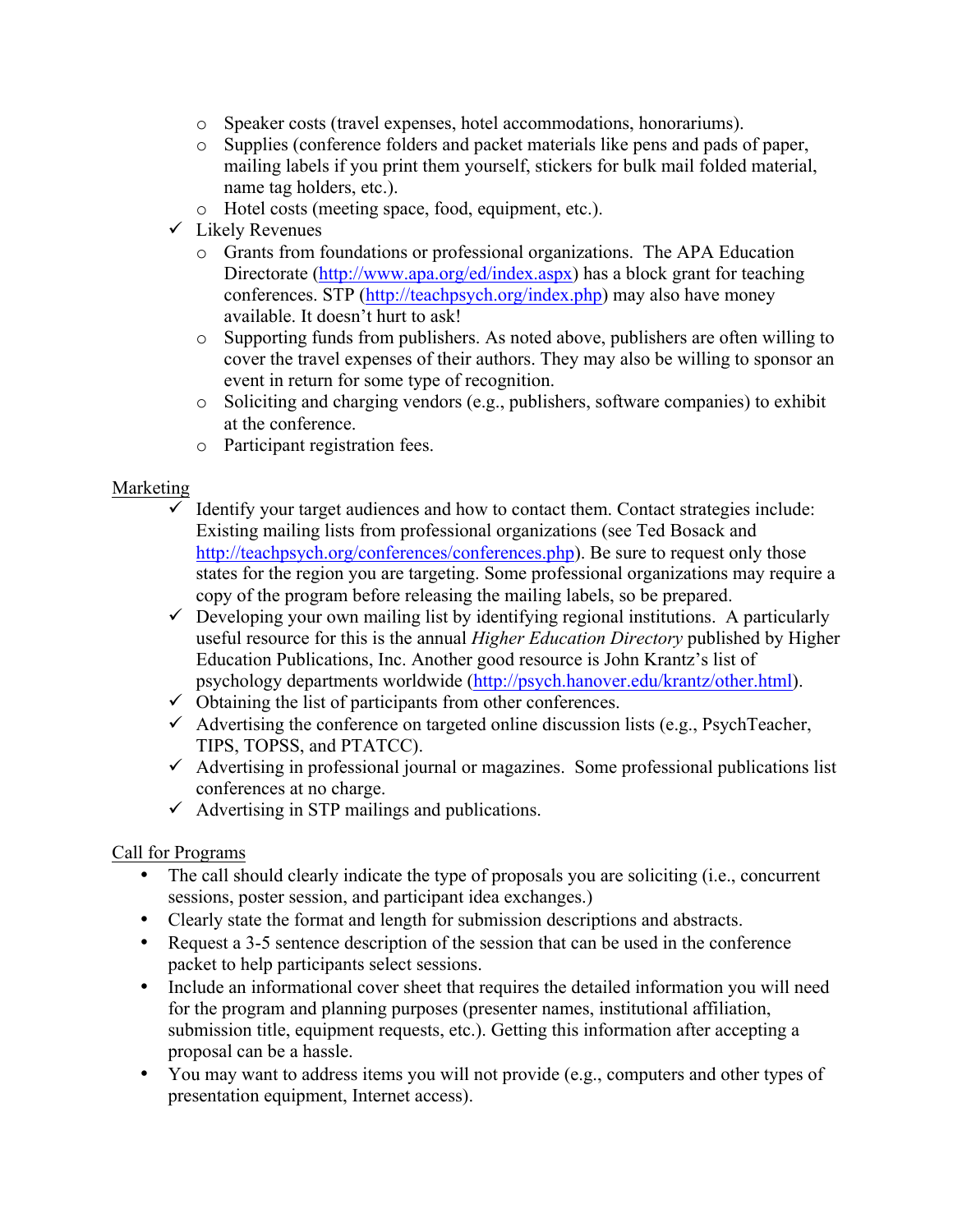- Speaker costs (travel expenses, hotel accommodations, honorariums).
  - Supplies (conference folders and packet materials like pens and pads of paper, mailing labels if you print them yourself, stickers for bulk mail folded material, name tag holders, etc.).
  - Hotel costs (meeting space, food, equipment, etc.).
- ✓ Likely Revenues
  - Grants from foundations or professional organizations. The APA Education Directorate (http://www.apa.org/ed/index.aspx) has a block grant for teaching conferences. STP (http://teachpsych.org/index.php) may also have money available. It doesn't hurt to ask!
  - Supporting funds from publishers. As noted above, publishers are often willing to cover the travel expenses of their authors. They may also be willing to sponsor an event in return for some type of recognition.
  - Soliciting and charging vendors (e.g., publishers, software companies) to exhibit at the conference.
  - Participant registration fees.

<u>Marketing</u>

- ✓ Identify your target audiences and how to contact them. Contact strategies include: Existing mailing lists from professional organizations (see Ted Bosack and http://teachpsych.org/conferences/conferences.php). Be sure to request only those states for the region you are targeting. Some professional organizations may require a copy of the program before releasing the mailing labels, so be prepared.
- ✓ Developing your own mailing list by identifying regional institutions. A particularly useful resource for this is the annual *Higher Education Directory* published by Higher Education Publications, Inc. Another good resource is John Krantz's list of psychology departments worldwide (http://psych.hanover.edu/krantz/other.html).
- ✓ Obtaining the list of participants from other conferences.
- ✓ Advertising the conference on targeted online discussion lists (e.g., PsychTeacher, TIPS, TOPSS, and PTATCC).
- ✓ Advertising in professional journal or magazines. Some professional publications list conferences at no charge.
- ✓ Advertising in STP mailings and publications.

<u>Call for Programs</u>

- The call should clearly indicate the type of proposals you are soliciting (i.e., concurrent sessions, poster session, and participant idea exchanges.)
- Clearly state the format and length for submission descriptions and abstracts.
- Request a 3-5 sentence description of the session that can be used in the conference packet to help participants select sessions.
- Include an informational cover sheet that requires the detailed information you will need for the program and planning purposes (presenter names, institutional affiliation, submission title, equipment requests, etc.). Getting this information after accepting a proposal can be a hassle.
- You may want to address items you will not provide (e.g., computers and other types of presentation equipment, Internet access).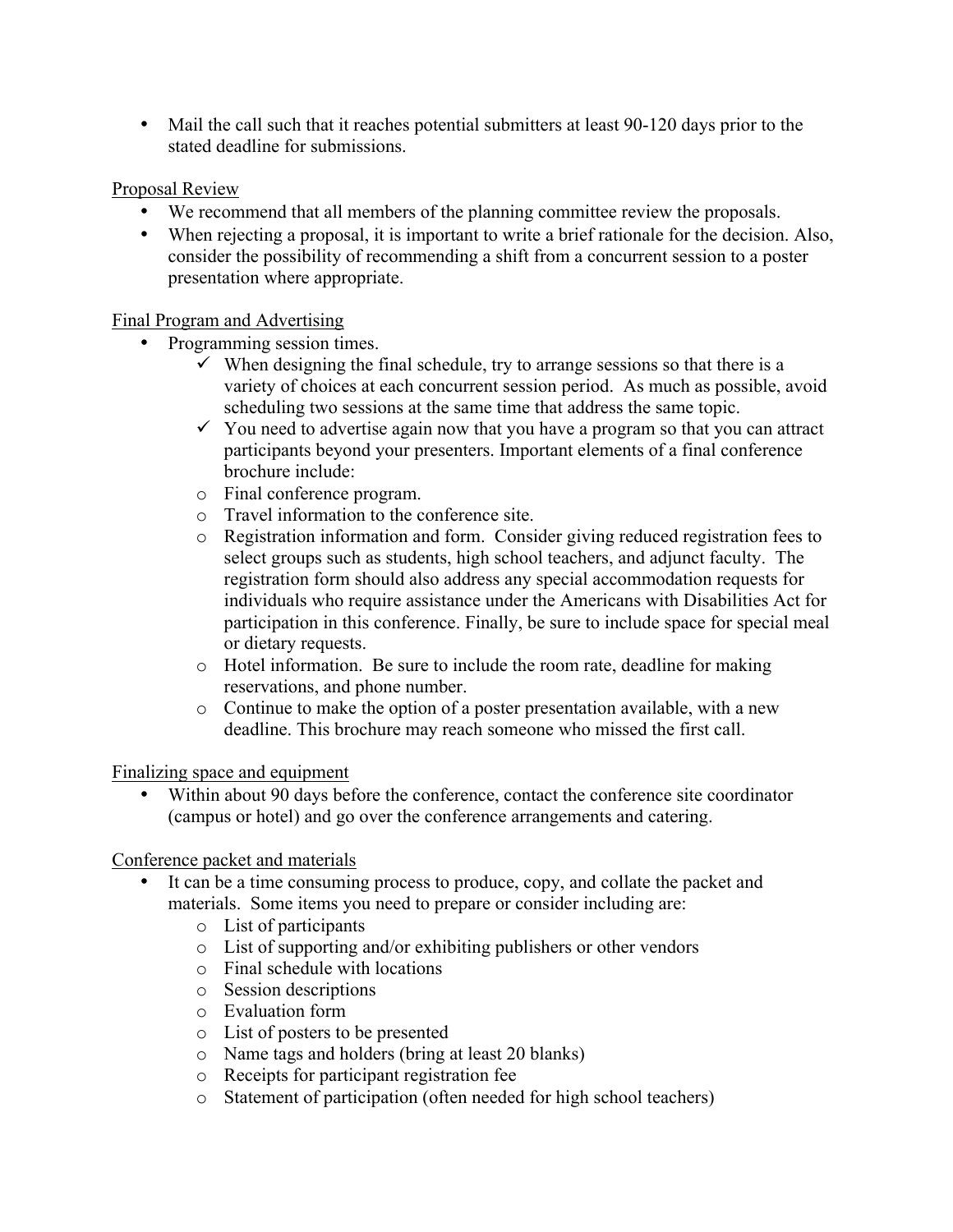- Mail the call such that it reaches potential submitters at least 90-120 days prior to the stated deadline for submissions.

Proposal Review

- We recommend that all members of the planning committee review the proposals.
- When rejecting a proposal, it is important to write a brief rationale for the decision. Also, consider the possibility of recommending a shift from a concurrent session to a poster presentation where appropriate.

Final Program and Advertising

- Programming session times.
    - ✓ When designing the final schedule, try to arrange sessions so that there is a variety of choices at each concurrent session period. As much as possible, avoid scheduling two sessions at the same time that address the same topic.
    - ✓ You need to advertise again now that you have a program so that you can attract participants beyond your presenters. Important elements of a final conference brochure include:
    - Final conference program.
    - Travel information to the conference site.
    - Registration information and form. Consider giving reduced registration fees to select groups such as students, high school teachers, and adjunct faculty. The registration form should also address any special accommodation requests for individuals who require assistance under the Americans with Disabilities Act for participation in this conference. Finally, be sure to include space for special meal or dietary requests.
    - Hotel information. Be sure to include the room rate, deadline for making reservations, and phone number.
    - Continue to make the option of a poster presentation available, with a new deadline. This brochure may reach someone who missed the first call.

Finalizing space and equipment

- Within about 90 days before the conference, contact the conference site coordinator (campus or hotel) and go over the conference arrangements and catering.

Conference packet and materials

- It can be a time consuming process to produce, copy, and collate the packet and materials. Some items you need to prepare or consider including are:
    - List of participants
    - List of supporting and/or exhibiting publishers or other vendors
    - Final schedule with locations
    - Session descriptions
    - Evaluation form
    - List of posters to be presented
    - Name tags and holders (bring at least 20 blanks)
    - Receipts for participant registration fee
    - Statement of participation (often needed for high school teachers)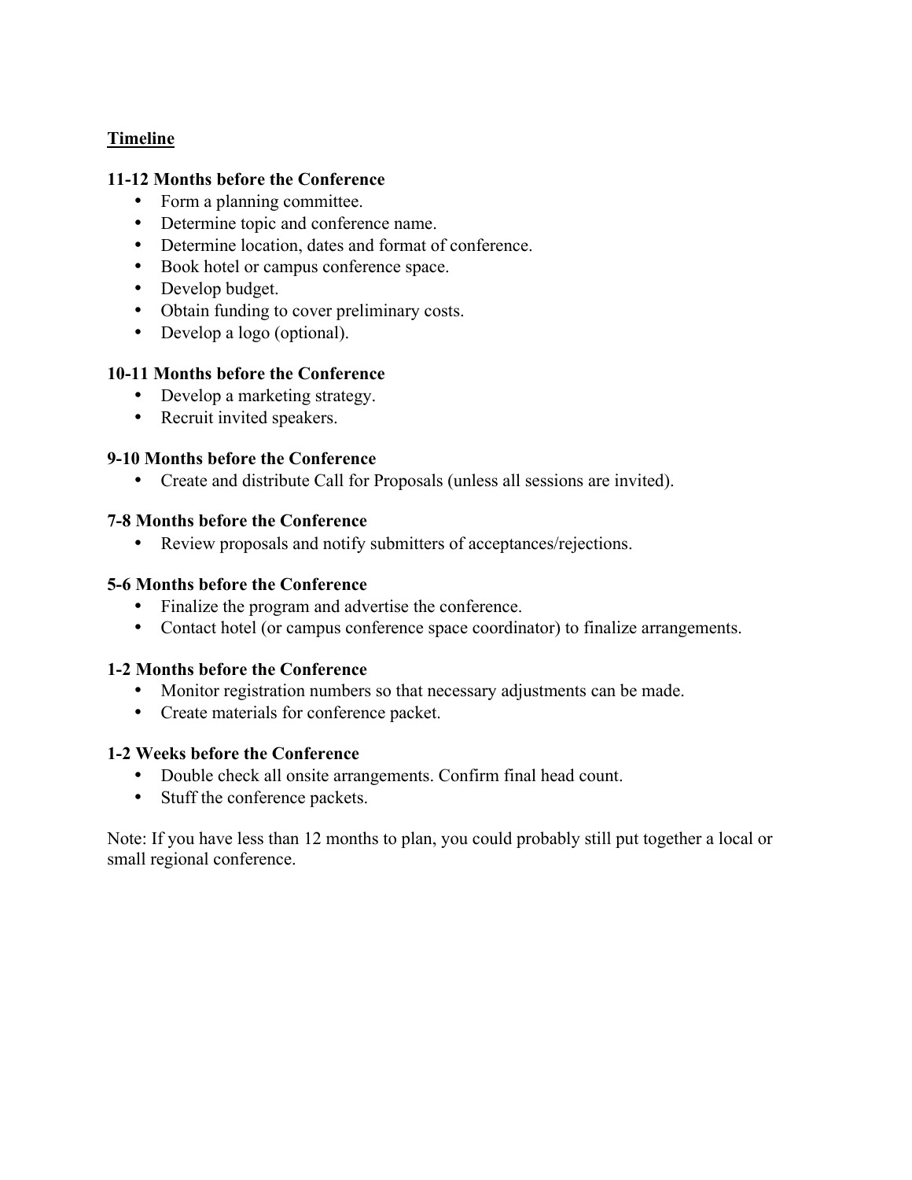## Timeline

**11-12 Months before the Conference**

- Form a planning committee.
- Determine topic and conference name.
- Determine location, dates and format of conference.
- Book hotel or campus conference space.
- Develop budget.
- Obtain funding to cover preliminary costs.
- Develop a logo (optional).

**10-11 Months before the Conference**

- Develop a marketing strategy.
- Recruit invited speakers.

**9-10 Months before the Conference**

- Create and distribute Call for Proposals (unless all sessions are invited).

**7-8 Months before the Conference**

- Review proposals and notify submitters of acceptances/rejections.

**5-6 Months before the Conference**

- Finalize the program and advertise the conference.
- Contact hotel (or campus conference space coordinator) to finalize arrangements.

**1-2 Months before the Conference**

- Monitor registration numbers so that necessary adjustments can be made.
- Create materials for conference packet.

**1-2 Weeks before the Conference**

- Double check all onsite arrangements. Confirm final head count.
- Stuff the conference packets.

Note: If you have less than 12 months to plan, you could probably still put together a local or small regional conference.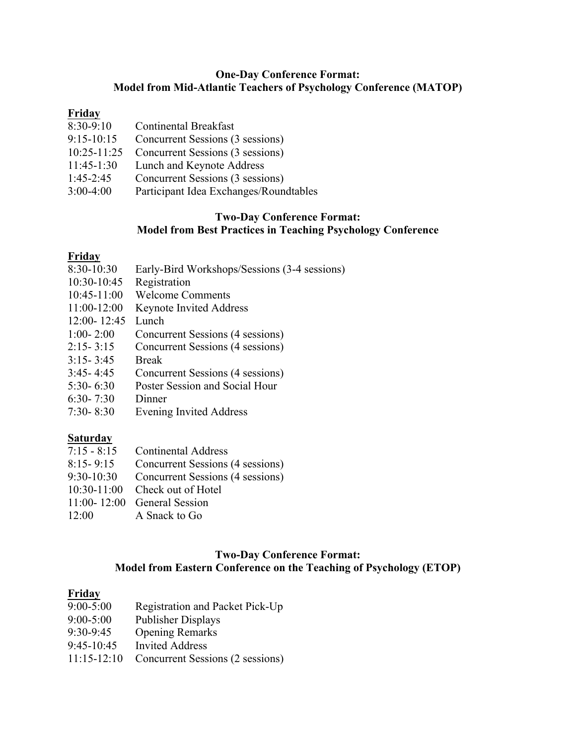### One-Day Conference Format: Model from Mid-Atlantic Teachers of Psychology Conference (MATOP)

**Friday**

| | |
|---|---|
| 8:30-9:10 | Continental Breakfast |
| 9:15-10:15 | Concurrent Sessions (3 sessions) |
| 10:25-11:25 | Concurrent Sessions (3 sessions) |
| 11:45-1:30 | Lunch and Keynote Address |
| 1:45-2:45 | Concurrent Sessions (3 sessions) |
| 3:00-4:00 | Participant Idea Exchanges/Roundtables |

### Two-Day Conference Format: Model from Best Practices in Teaching Psychology Conference

**Friday**

| | |
|---|---|
| 8:30-10:30 | Early-Bird Workshops/Sessions (3-4 sessions) |
| 10:30-10:45 | Registration |
| 10:45-11:00 | Welcome Comments |
| 11:00-12:00 | Keynote Invited Address |
| 12:00- 12:45 | Lunch |
| 1:00- 2:00 | Concurrent Sessions (4 sessions) |
| 2:15- 3:15 | Concurrent Sessions (4 sessions) |
| 3:15- 3:45 | Break |
| 3:45- 4:45 | Concurrent Sessions (4 sessions) |
| 5:30- 6:30 | Poster Session and Social Hour |
| 6:30- 7:30 | Dinner |
| 7:30- 8:30 | Evening Invited Address |

**Saturday**

| | |
|---|---|
| 7:15 - 8:15 | Continental Address |
| 8:15- 9:15 | Concurrent Sessions (4 sessions) |
| 9:30-10:30 | Concurrent Sessions (4 sessions) |
| 10:30-11:00 | Check out of Hotel |
| 11:00- 12:00 | General Session |
| 12:00 | A Snack to Go |

### Two-Day Conference Format: Model from Eastern Conference on the Teaching of Psychology (ETOP)

**Friday**

| | |
|---|---|
| 9:00-5:00 | Registration and Packet Pick-Up |
| 9:00-5:00 | Publisher Displays |
| 9:30-9:45 | Opening Remarks |
| 9:45-10:45 | Invited Address |
| 11:15-12:10 | Concurrent Sessions (2 sessions) |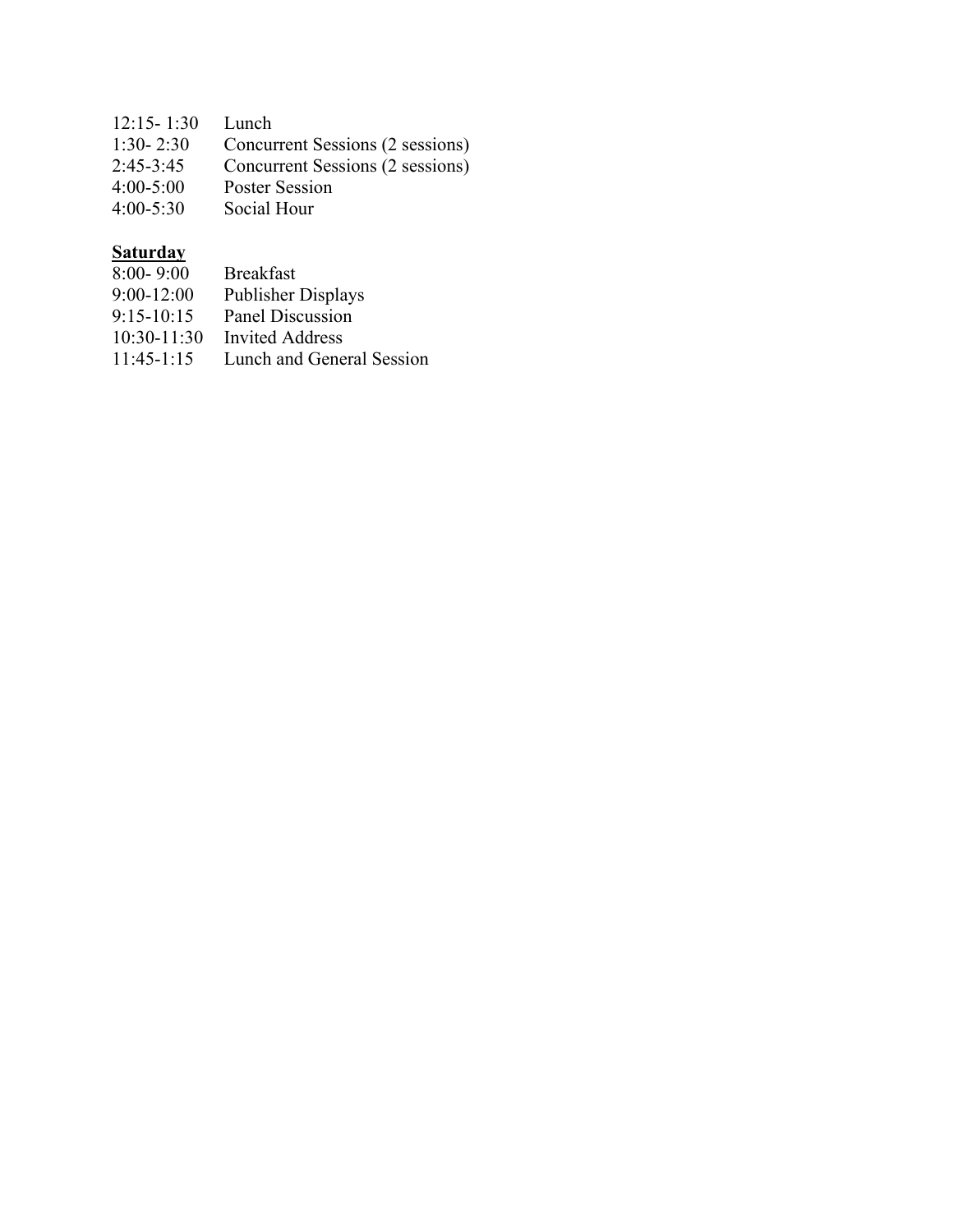| | |
|---|---|
| 12:15- 1:30 | Lunch |
| 1:30- 2:30 | Concurrent Sessions (2 sessions) |
| 2:45-3:45 | Concurrent Sessions (2 sessions) |
| 4:00-5:00 | Poster Session |
| 4:00-5:30 | Social Hour |

**<u>Saturday</u>**

| | |
|---|---|
| 8:00- 9:00 | Breakfast |
| 9:00-12:00 | Publisher Displays |
| 9:15-10:15 | Panel Discussion |
| 10:30-11:30 | Invited Address |
| 11:45-1:15 | Lunch and General Session |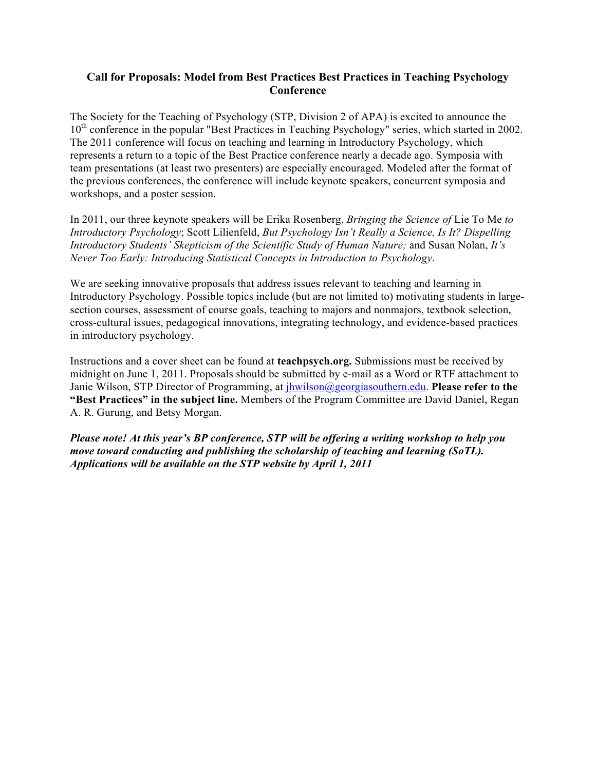### Call for Proposals: Model from Best Practices Best Practices in Teaching Psychology Conference

The Society for the Teaching of Psychology (STP, Division 2 of APA) is excited to announce the 10th conference in the popular "Best Practices in Teaching Psychology" series, which started in 2002. The 2011 conference will focus on teaching and learning in Introductory Psychology, which represents a return to a topic of the Best Practice conference nearly a decade ago. Symposia with team presentations (at least two presenters) are especially encouraged. Modeled after the format of the previous conferences, the conference will include keynote speakers, concurrent symposia and workshops, and a poster session.

In 2011, our three keynote speakers will be Erika Rosenberg, *Bringing the Science of* Lie To Me *to Introductory Psychology*; Scott Lilienfeld, *But Psychology Isn't Really a Science, Is It? Dispelling Introductory Students' Skepticism of the Scientific Study of Human Nature;* and Susan Nolan, *It's Never Too Early: Introducing Statistical Concepts in Introduction to Psychology*.

We are seeking innovative proposals that address issues relevant to teaching and learning in Introductory Psychology. Possible topics include (but are not limited to) motivating students in large-section courses, assessment of course goals, teaching to majors and nonmajors, textbook selection, cross-cultural issues, pedagogical innovations, integrating technology, and evidence-based practices in introductory psychology.

Instructions and a cover sheet can be found at **teachpsych.org.** Submissions must be received by midnight on June 1, 2011. Proposals should be submitted by e-mail as a Word or RTF attachment to Janie Wilson, STP Director of Programming, at jhwilson@georgiasouthern.edu. **Please refer to the "Best Practices" in the subject line.** Members of the Program Committee are David Daniel, Regan A. R. Gurung, and Betsy Morgan.

***Please note! At this year's BP conference, STP will be offering a writing workshop to help you move toward conducting and publishing the scholarship of teaching and learning (SoTL). Applications will be available on the STP website by April 1, 2011***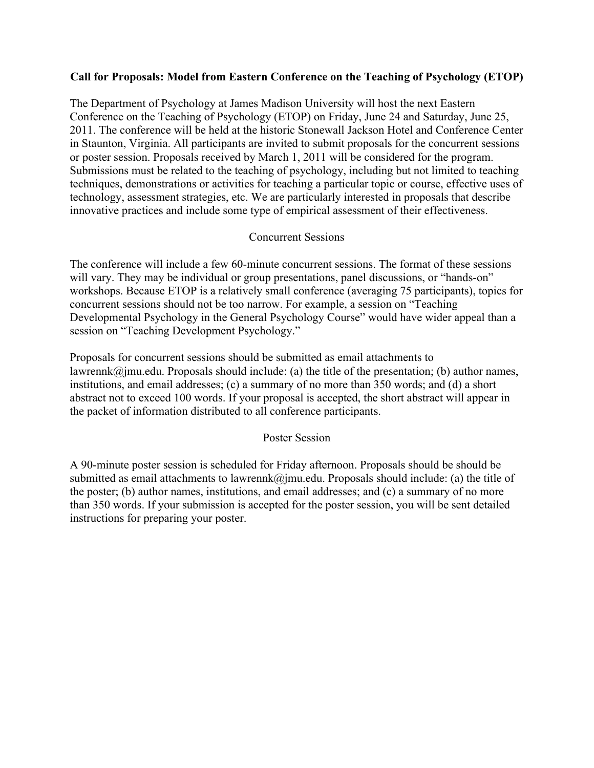**Call for Proposals: Model from Eastern Conference on the Teaching of Psychology (ETOP)**

The Department of Psychology at James Madison University will host the next Eastern Conference on the Teaching of Psychology (ETOP) on Friday, June 24 and Saturday, June 25, 2011. The conference will be held at the historic Stonewall Jackson Hotel and Conference Center in Staunton, Virginia. All participants are invited to submit proposals for the concurrent sessions or poster session. Proposals received by March 1, 2011 will be considered for the program. Submissions must be related to the teaching of psychology, including but not limited to teaching techniques, demonstrations or activities for teaching a particular topic or course, effective uses of technology, assessment strategies, etc. We are particularly interested in proposals that describe innovative practices and include some type of empirical assessment of their effectiveness.

## Concurrent Sessions

The conference will include a few 60-minute concurrent sessions. The format of these sessions will vary. They may be individual or group presentations, panel discussions, or "hands-on" workshops. Because ETOP is a relatively small conference (averaging 75 participants), topics for concurrent sessions should not be too narrow. For example, a session on "Teaching Developmental Psychology in the General Psychology Course" would have wider appeal than a session on "Teaching Development Psychology."

Proposals for concurrent sessions should be submitted as email attachments to lawrennk@jmu.edu. Proposals should include: (a) the title of the presentation; (b) author names, institutions, and email addresses; (c) a summary of no more than 350 words; and (d) a short abstract not to exceed 100 words. If your proposal is accepted, the short abstract will appear in the packet of information distributed to all conference participants.

## Poster Session

A 90-minute poster session is scheduled for Friday afternoon. Proposals should be should be submitted as email attachments to lawrennk@jmu.edu. Proposals should include: (a) the title of the poster; (b) author names, institutions, and email addresses; and (c) a summary of no more than 350 words. If your submission is accepted for the poster session, you will be sent detailed instructions for preparing your poster.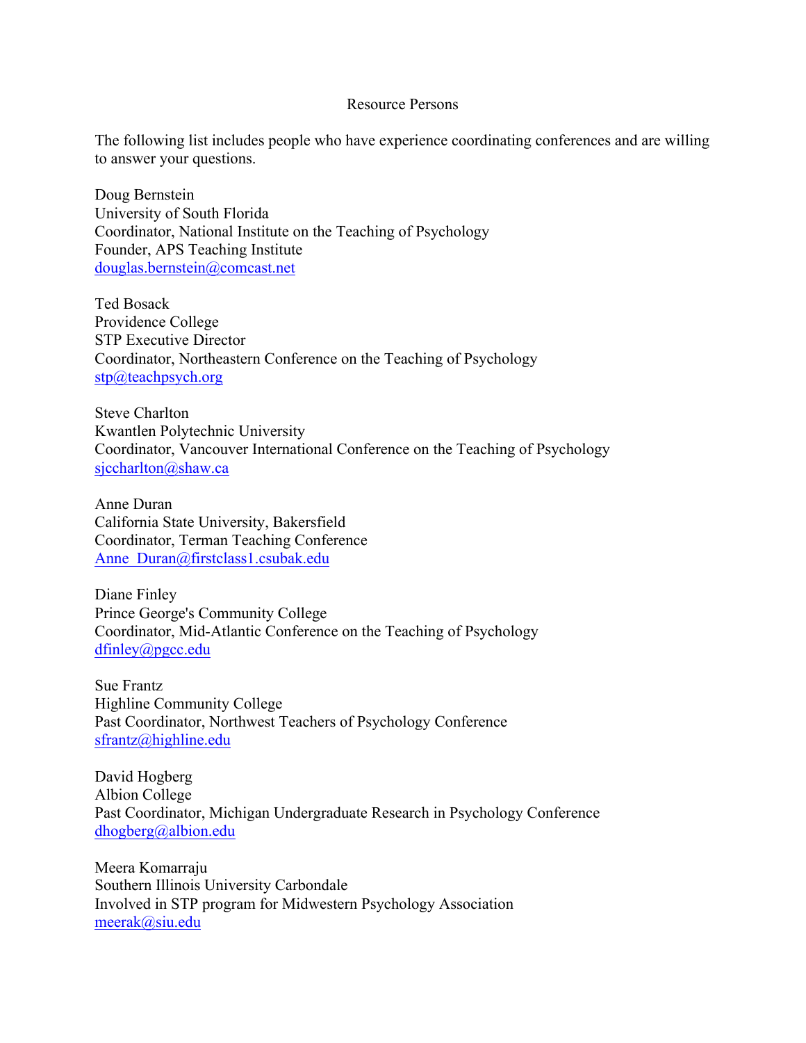# Resource Persons

The following list includes people who have experience coordinating conferences and are willing to answer your questions.

Doug Bernstein  
University of South Florida  
Coordinator, National Institute on the Teaching of Psychology  
Founder, APS Teaching Institute  
douglas.bernstein@comcast.net

Ted Bosack  
Providence College  
STP Executive Director  
Coordinator, Northeastern Conference on the Teaching of Psychology  
stp@teachpsych.org

Steve Charlton  
Kwantlen Polytechnic University  
Coordinator, Vancouver International Conference on the Teaching of Psychology  
sjccharlton@shaw.ca

Anne Duran  
California State University, Bakersfield  
Coordinator, Terman Teaching Conference  
Anne_Duran@firstclass1.csubak.edu

Diane Finley  
Prince George's Community College  
Coordinator, Mid-Atlantic Conference on the Teaching of Psychology  
dfinley@pgcc.edu

Sue Frantz  
Highline Community College  
Past Coordinator, Northwest Teachers of Psychology Conference  
sfrantz@highline.edu

David Hogberg  
Albion College  
Past Coordinator, Michigan Undergraduate Research in Psychology Conference  
dhogberg@albion.edu

Meera Komarraju  
Southern Illinois University Carbondale  
Involved in STP program for Midwestern Psychology Association  
meerak@siu.edu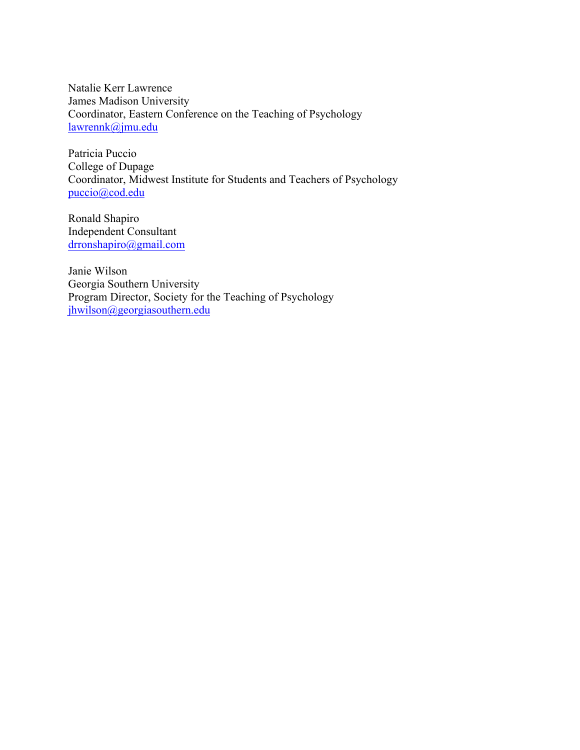Natalie Kerr Lawrence
James Madison University
Coordinator, Eastern Conference on the Teaching of Psychology
lawrennk@jmu.edu

Patricia Puccio
College of Dupage
Coordinator, Midwest Institute for Students and Teachers of Psychology
puccio@cod.edu

Ronald Shapiro
Independent Consultant
drronshapiro@gmail.com

Janie Wilson
Georgia Southern University
Program Director, Society for the Teaching of Psychology
jhwilson@georgiasouthern.edu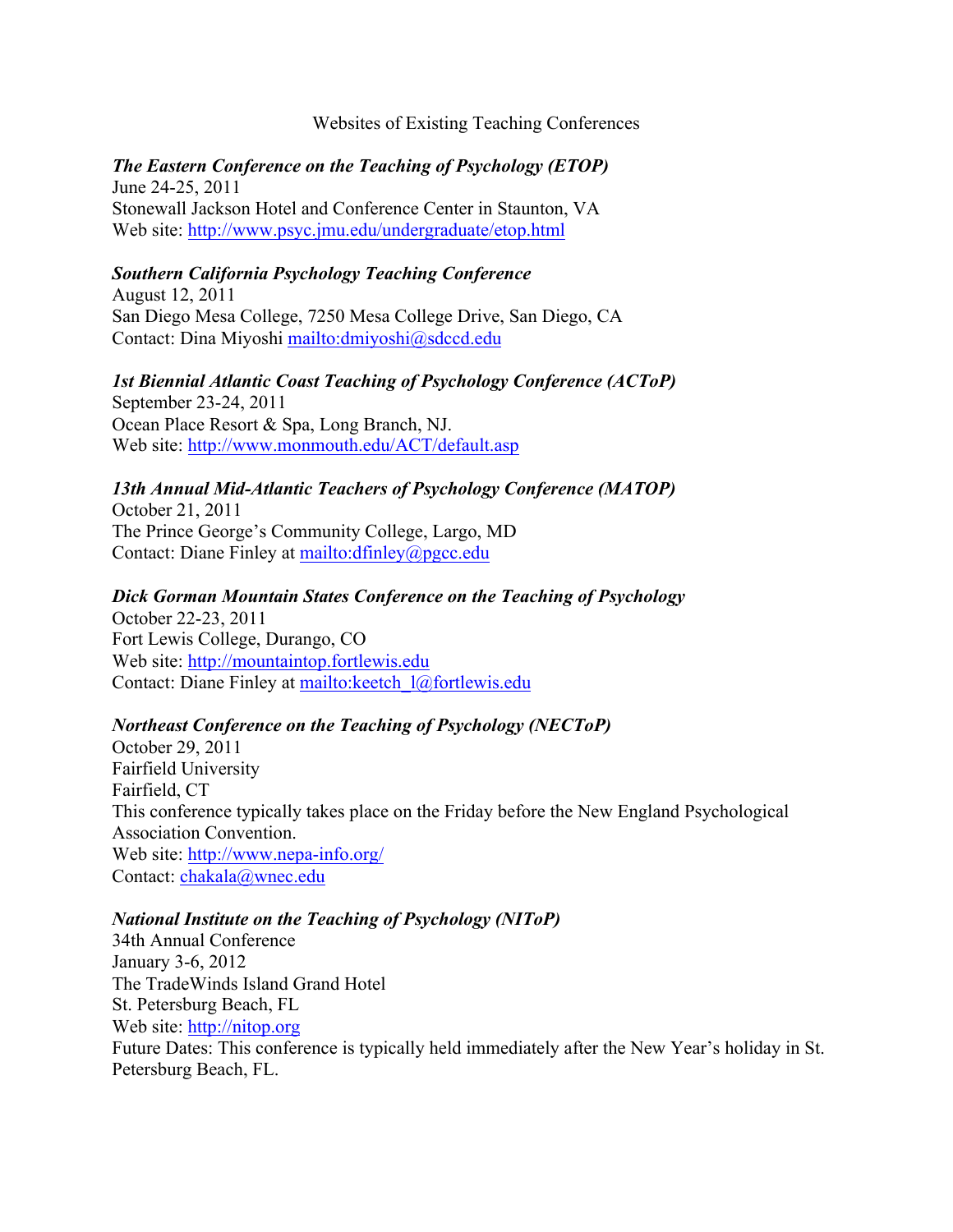Websites of Existing Teaching Conferences

***The Eastern Conference on the Teaching of Psychology (ETOP)***
June 24-25, 2011
Stonewall Jackson Hotel and Conference Center in Staunton, VA
Web site: http://www.psyc.jmu.edu/undergraduate/etop.html

***Southern California Psychology Teaching Conference***
August 12, 2011
San Diego Mesa College, 7250 Mesa College Drive, San Diego, CA
Contact: Dina Miyoshi mailto:dmiyoshi@sdccd.edu

***1st Biennial Atlantic Coast Teaching of Psychology Conference (ACToP)***
September 23-24, 2011
Ocean Place Resort & Spa, Long Branch, NJ.
Web site: http://www.monmouth.edu/ACT/default.asp

***13th Annual Mid-Atlantic Teachers of Psychology Conference (MATOP)***
October 21, 2011
The Prince George's Community College, Largo, MD
Contact: Diane Finley at mailto:dfinley@pgcc.edu

***Dick Gorman Mountain States Conference on the Teaching of Psychology***
October 22-23, 2011
Fort Lewis College, Durango, CO
Web site: http://mountaintop.fortlewis.edu
Contact: Diane Finley at mailto:keetch_l@fortlewis.edu

***Northeast Conference on the Teaching of Psychology (NECToP)***
October 29, 2011
Fairfield University
Fairfield, CT
This conference typically takes place on the Friday before the New England Psychological Association Convention.
Web site: http://www.nepa-info.org/
Contact: chakala@wnec.edu

***National Institute on the Teaching of Psychology (NIToP)***
34th Annual Conference
January 3-6, 2012
The TradeWinds Island Grand Hotel
St. Petersburg Beach, FL
Web site: http://nitop.org
Future Dates: This conference is typically held immediately after the New Year's holiday in St. Petersburg Beach, FL.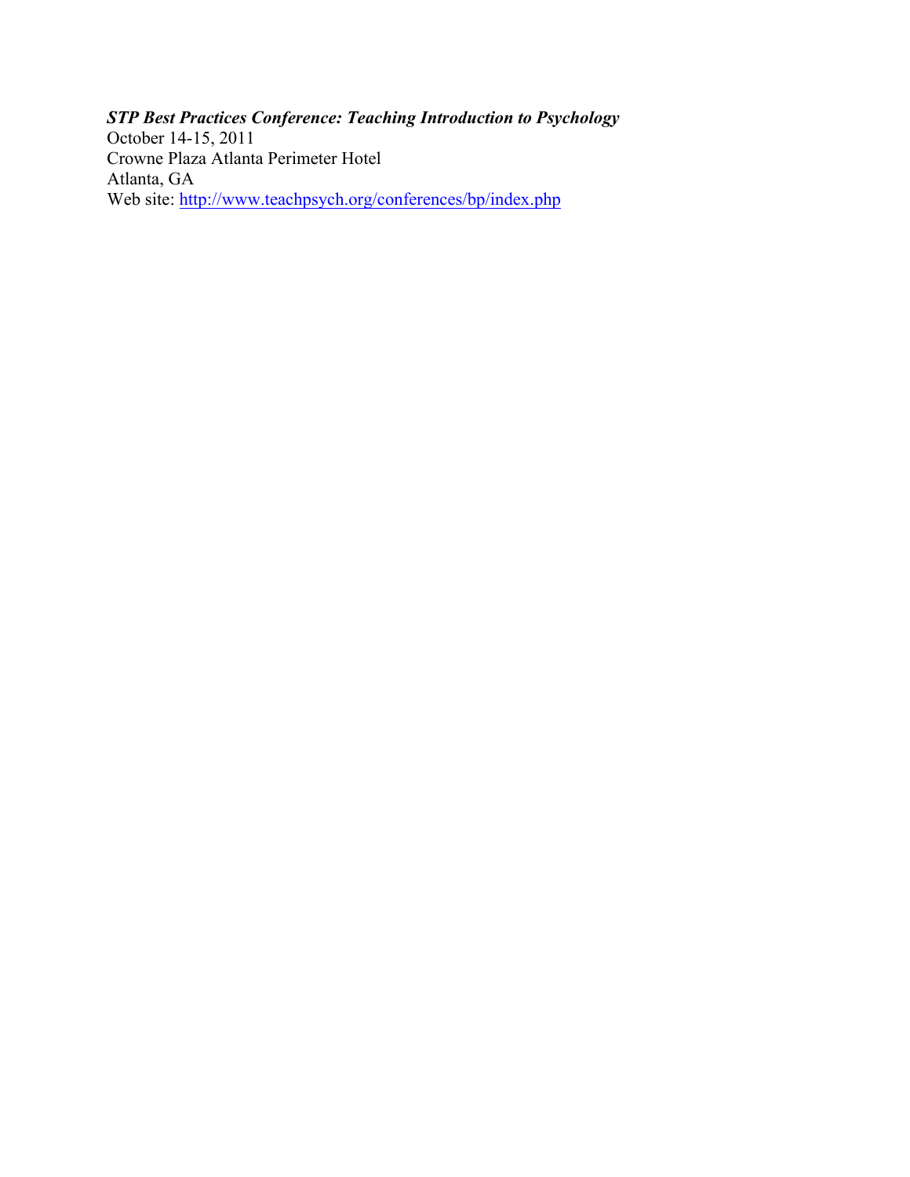***STP Best Practices Conference: Teaching Introduction to Psychology***
October 14-15, 2011
Crowne Plaza Atlanta Perimeter Hotel
Atlanta, GA
Web site: http://www.teachpsych.org/conferences/bp/index.php